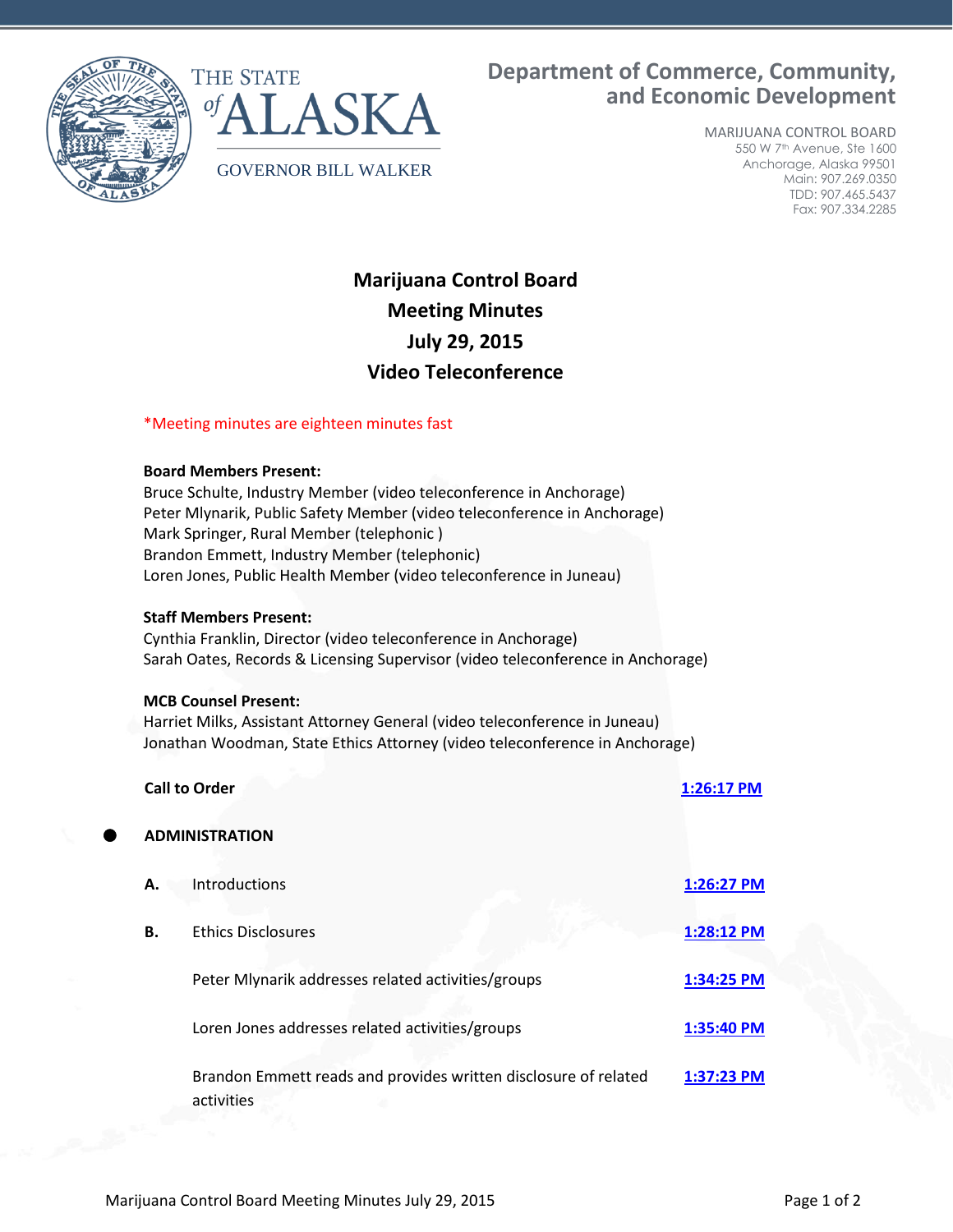THE STATE of ALASKA

GOVERNOR BILL WALKER

**Department of Commerce, Community, and Economic Development**

MARIJUANA CONTROL BOARD
550 W 7th Avenue, Ste 1600
Anchorage, Alaska 99501
Main: 907.269.0350
TDD: 907.465.5437
Fax: 907.334.2285

# Marijuana Control Board
## Meeting Minutes
## July 29, 2015
## Video Teleconference

*Meeting minutes are eighteen minutes fast

**Board Members Present:**
Bruce Schulte, Industry Member (video teleconference in Anchorage)
Peter Mlynarik, Public Safety Member (video teleconference in Anchorage)
Mark Springer, Rural Member (telephonic )
Brandon Emmett, Industry Member (telephonic)
Loren Jones, Public Health Member (video teleconference in Juneau)

**Staff Members Present:**
Cynthia Franklin, Director (video teleconference in Anchorage)
Sarah Oates, Records & Licensing Supervisor (video teleconference in Anchorage)

**MCB Counsel Present:**
Harriet Milks, Assistant Attorney General (video teleconference in Juneau)
Jonathan Woodman, State Ethics Attorney (video teleconference in Anchorage)

**Call to Order** — **1:26:17 PM**

- **ADMINISTRATION**

| | | |
|---|---|---|
| **A.** | Introductions | **1:26:27 PM** |
| **B.** | Ethics Disclosures | **1:28:12 PM** |
| | Peter Mlynarik addresses related activities/groups | **1:34:25 PM** |
| | Loren Jones addresses related activities/groups | **1:35:40 PM** |
| | Brandon Emmett reads and provides written disclosure of related activities | **1:37:23 PM** |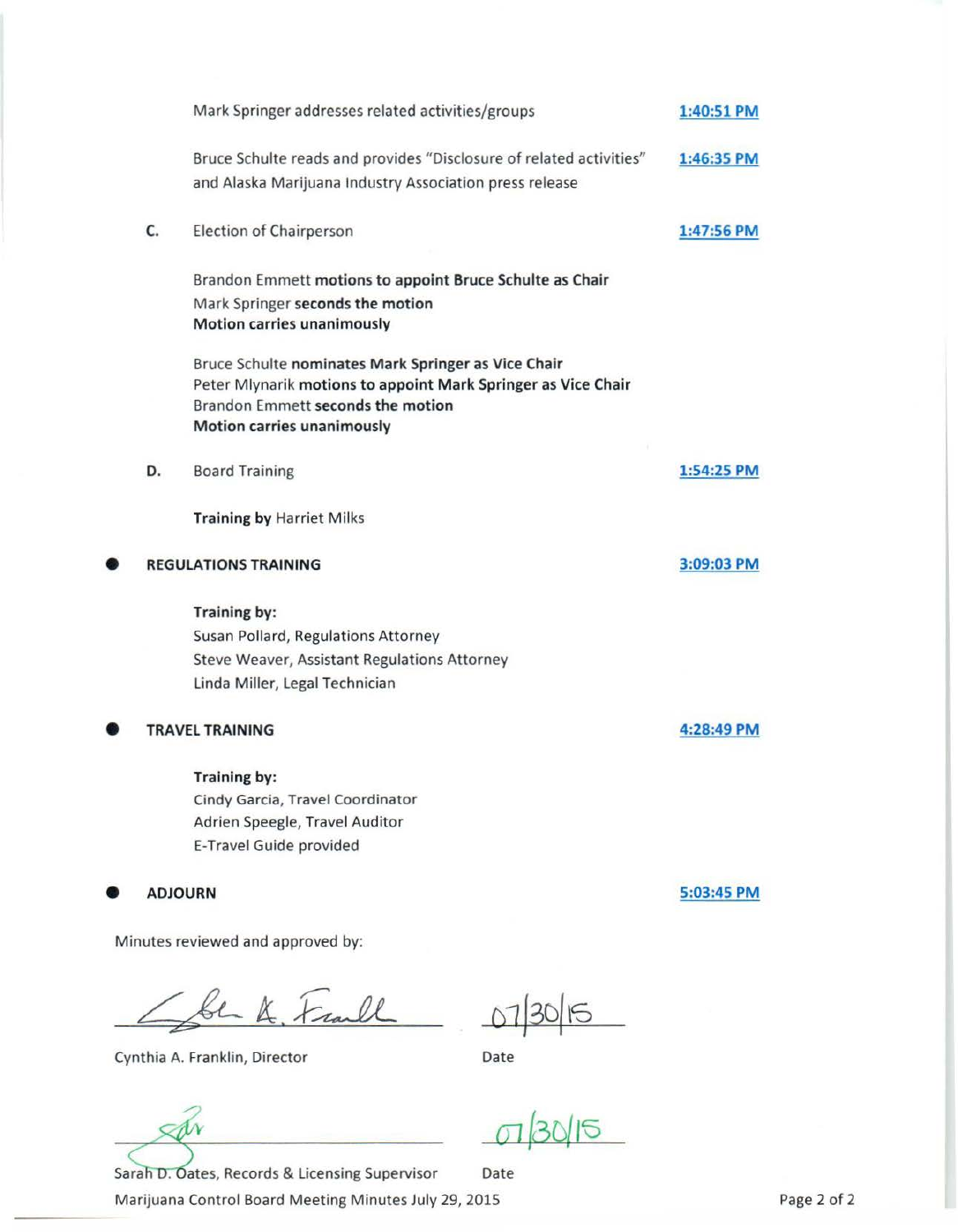Mark Springer addresses related activities/groups **1:40:51 PM**

Bruce Schulte reads and provides "Disclosure of related activities" and Alaska Marijuana Industry Association press release **1:46:35 PM**

**C.** Election of Chairperson **1:47:56 PM**

Brandon Emmett **motions to appoint Bruce Schulte as Chair**
Mark Springer **seconds the motion**
**Motion carries unanimously**

Bruce Schulte **nominates Mark Springer as Vice Chair**
Peter Mlynarik **motions to appoint Mark Springer as Vice Chair**
Brandon Emmett **seconds the motion**
**Motion carries unanimously**

**D.** Board Training **1:54:25 PM**

**Training by** Harriet Milks

- **REGULATIONS TRAINING** **3:09:03 PM**

  **Training by:**
  Susan Pollard, Regulations Attorney
  Steve Weaver, Assistant Regulations Attorney
  Linda Miller, Legal Technician

- **TRAVEL TRAINING** **4:28:49 PM**

  **Training by:**
  Cindy Garcia, Travel Coordinator
  Adrien Speegle, Travel Auditor
  E-Travel Guide provided

- **ADJOURN** **5:03:45 PM**

Minutes reviewed and approved by:

Cynthia A. Franklin, Director — Date: 07/30/15

Sarah D. Oates, Records & Licensing Supervisor — Date: 07/30/15

Marijuana Control Board Meeting Minutes July 29, 2015